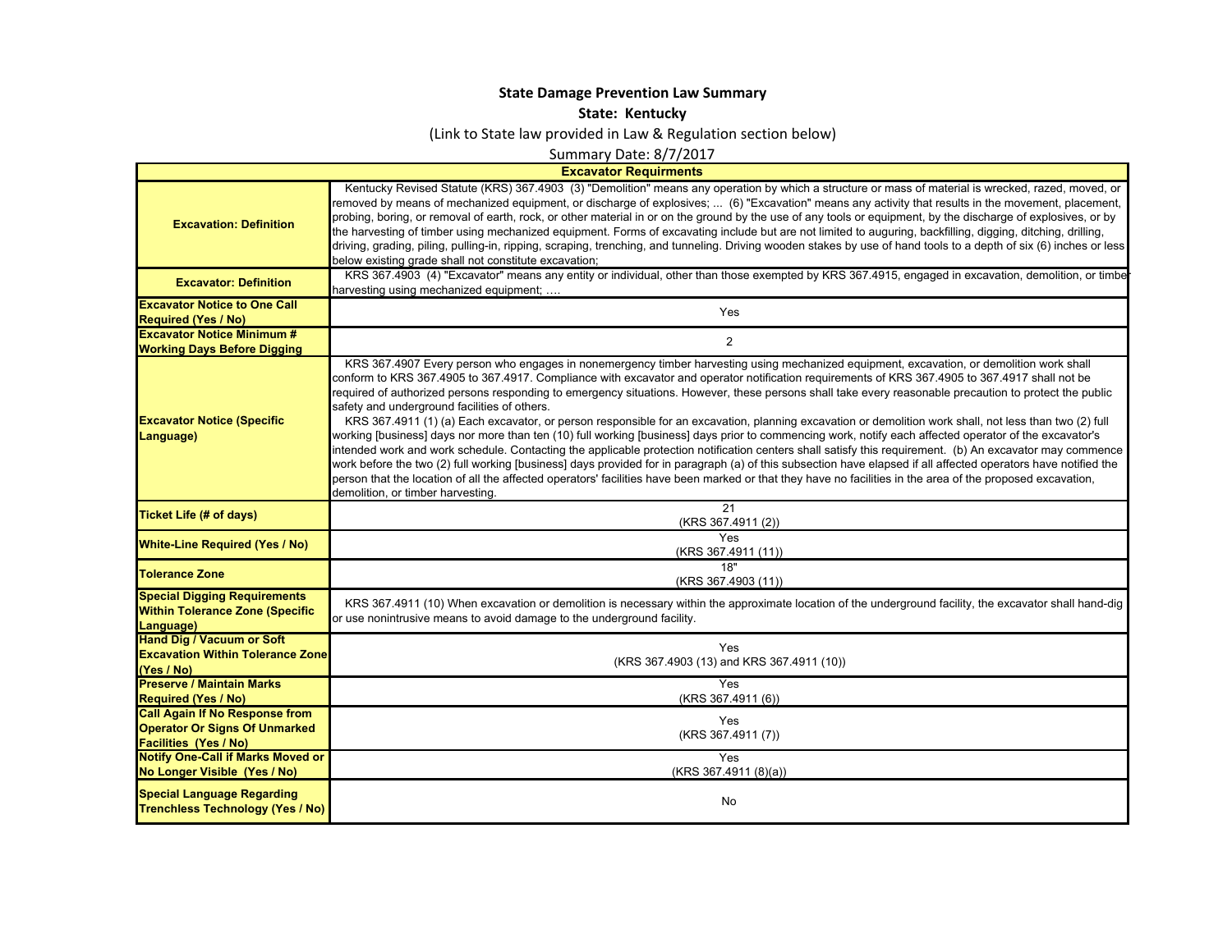**State Damage Prevention Law Summary**

**State: Kentucky**

(Link to State law provided in Law & Regulation section below)

Summary Date: 8/7/2017

| **Excavator Requirments** | |
|---|---|
| **Excavation: Definition** | Kentucky Revised Statute (KRS) 367.4903 (3) "Demolition" means any operation by which a structure or mass of material is wrecked, razed, moved, or removed by means of mechanized equipment, or discharge of explosives; ... (6) "Excavation" means any activity that results in the movement, placement, probing, boring, or removal of earth, rock, or other material in or on the ground by the use of any tools or equipment, by the discharge of explosives, or by the harvesting of timber using mechanized equipment. Forms of excavating include but are not limited to auguring, backfilling, digging, ditching, drilling, driving, grading, piling, pulling-in, ripping, scraping, trenching, and tunneling. Driving wooden stakes by use of hand tools to a depth of six (6) inches or less below existing grade shall not constitute excavation; |
| **Excavator: Definition** | KRS 367.4903 (4) "Excavator" means any entity or individual, other than those exempted by KRS 367.4915, engaged in excavation, demolition, or timber harvesting using mechanized equipment; .... |
| **Excavator Notice to One Call Required (Yes / No)** | Yes |
| **Excavator Notice Minimum # Working Days Before Digging** | 2 |
| **Excavator Notice (Specific Language)** | KRS 367.4907 Every person who engages in nonemergency timber harvesting using mechanized equipment, excavation, or demolition work shall conform to KRS 367.4905 to 367.4917. Compliance with excavator and operator notification requirements of KRS 367.4905 to 367.4917 shall not be required of authorized persons responding to emergency situations. However, these persons shall take every reasonable precaution to protect the public safety and underground facilities of others. KRS 367.4911 (1) (a) Each excavator, or person responsible for an excavation, planning excavation or demolition work shall, not less than two (2) full working [business] days nor more than ten (10) full working [business] days prior to commencing work, notify each affected operator of the excavator's intended work and work schedule. Contacting the applicable protection notification centers shall satisfy this requirement. (b) An excavator may commence work before the two (2) full working [business] days provided for in paragraph (a) of this subsection have elapsed if all affected operators have notified the person that the location of all the affected operators' facilities have been marked or that they have no facilities in the area of the proposed excavation, demolition, or timber harvesting. |
| **Ticket Life (# of days)** | 21 (KRS 367.4911 (2)) |
| **White-Line Required (Yes / No)** | Yes (KRS 367.4911 (11)) |
| **Tolerance Zone** | 18" (KRS 367.4903 (11)) |
| **Special Digging Requirements Within Tolerance Zone (Specific Language)** | KRS 367.4911 (10) When excavation or demolition is necessary within the approximate location of the underground facility, the excavator shall hand-dig or use nonintrusive means to avoid damage to the underground facility. |
| **Hand Dig / Vacuum or Soft Excavation Within Tolerance Zone (Yes / No)** | Yes (KRS 367.4903 (13) and KRS 367.4911 (10)) |
| **Preserve / Maintain Marks Required (Yes / No)** | Yes (KRS 367.4911 (6)) |
| **Call Again If No Response from Operator Or Signs Of Unmarked Facilities (Yes / No)** | Yes (KRS 367.4911 (7)) |
| **Notify One-Call if Marks Moved or No Longer Visible (Yes / No)** | Yes (KRS 367.4911 (8)(a)) |
| **Special Language Regarding Trenchless Technology (Yes / No)** | No |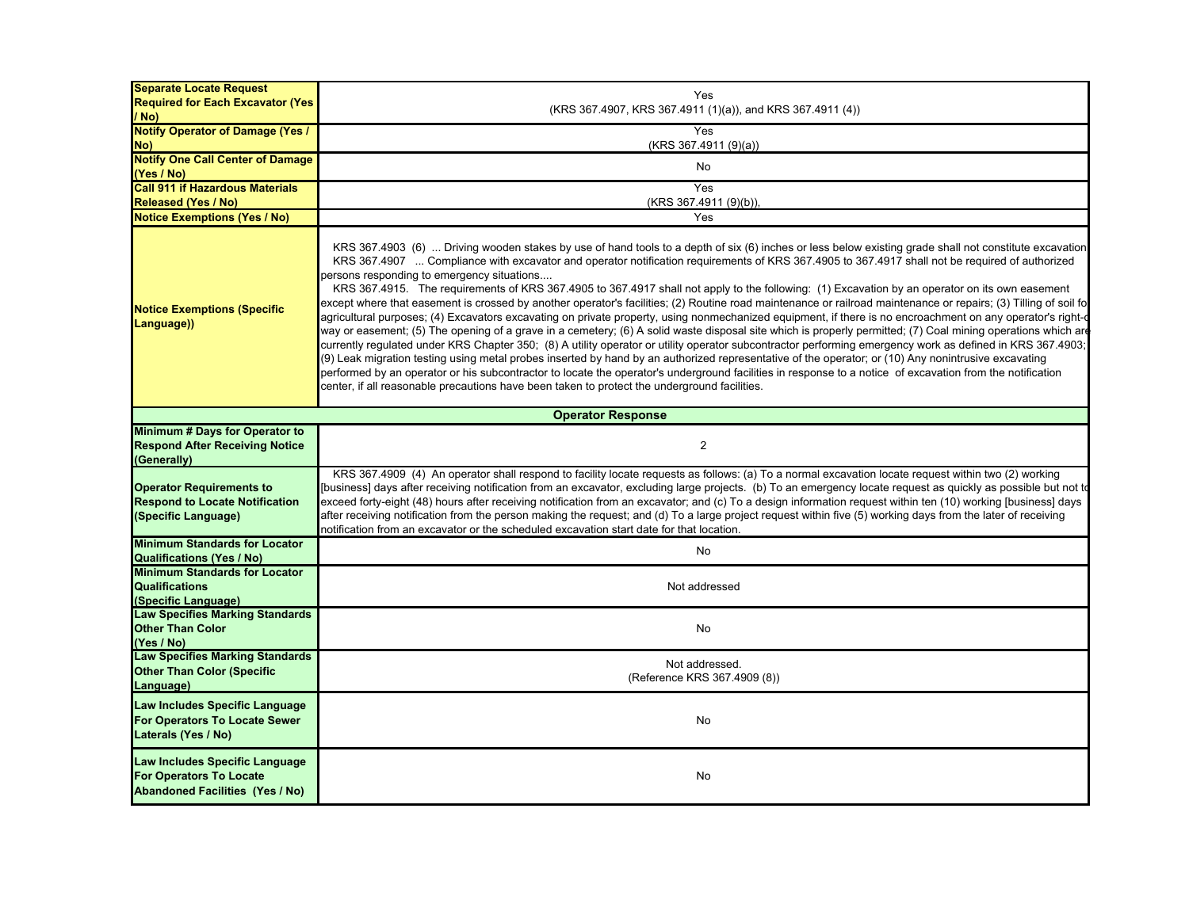| | |
|---|---|
| **Separate Locate Request Required for Each Excavator (Yes / No)** | Yes (KRS 367.4907, KRS 367.4911 (1)(a)), and KRS 367.4911 (4)) |
| **Notify Operator of Damage (Yes / No)** | Yes (KRS 367.4911 (9)(a)) |
| **Notify One Call Center of Damage (Yes / No)** | No |
| **Call 911 if Hazardous Materials Released (Yes / No)** | Yes (KRS 367.4911 (9)(b)), |
| **Notice Exemptions (Yes / No)** | Yes |
| **Notice Exemptions (Specific Language))** | KRS 367.4903 (6) ... Driving wooden stakes by use of hand tools to a depth of six (6) inches or less below existing grade shall not constitute excavation KRS 367.4907 ... Compliance with excavator and operator notification requirements of KRS 367.4905 to 367.4917 shall not be required of authorized persons responding to emergency situations.... KRS 367.4915. The requirements of KRS 367.4905 to 367.4917 shall not apply to the following: (1) Excavation by an operator on its own easement except where that easement is crossed by another operator's facilities; (2) Routine road maintenance or railroad maintenance or repairs; (3) Tilling of soil fo agricultural purposes; (4) Excavators excavating on private property, using nonmechanized equipment, if there is no encroachment on any operator's right-o way or easement; (5) The opening of a grave in a cemetery; (6) A solid waste disposal site which is properly permitted; (7) Coal mining operations which are currently regulated under KRS Chapter 350; (8) A utility operator or utility operator subcontractor performing emergency work as defined in KRS 367.4903; (9) Leak migration testing using metal probes inserted by hand by an authorized representative of the operator; or (10) Any nonintrusive excavating performed by an operator or his subcontractor to locate the operator's underground facilities in response to a notice of excavation from the notification center, if all reasonable precautions have been taken to protect the underground facilities. |
| **Operator Response** | |
| **Minimum # Days for Operator to Respond After Receiving Notice (Generally)** | 2 |
| **Operator Requirements to Respond to Locate Notification (Specific Language)** | KRS 367.4909 (4) An operator shall respond to facility locate requests as follows: (a) To a normal excavation locate request within two (2) working [business] days after receiving notification from an excavator, excluding large projects. (b) To an emergency locate request as quickly as possible but not to exceed forty-eight (48) hours after receiving notification from an excavator; and (c) To a design information request within ten (10) working [business] days after receiving notification from the person making the request; and (d) To a large project request within five (5) working days from the later of receiving notification from an excavator or the scheduled excavation start date for that location. |
| **Minimum Standards for Locator Qualifications (Yes / No)** | No |
| **Minimum Standards for Locator Qualifications (Specific Language)** | Not addressed |
| **Law Specifies Marking Standards Other Than Color (Yes / No)** | No |
| **Law Specifies Marking Standards Other Than Color (Specific Language)** | Not addressed. (Reference KRS 367.4909 (8)) |
| **Law Includes Specific Language For Operators To Locate Sewer Laterals (Yes / No)** | No |
| **Law Includes Specific Language For Operators To Locate Abandoned Facilities (Yes / No)** | No |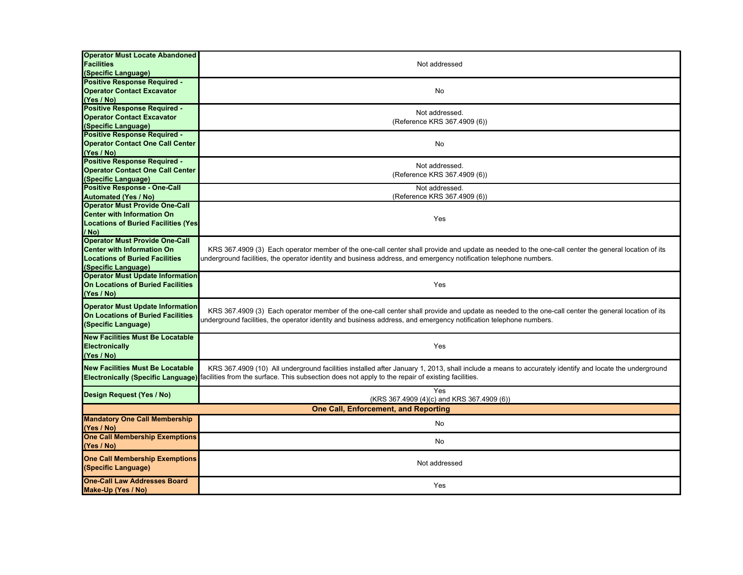| | |
|---|---|
| **Operator Must Locate Abandoned Facilities (Specific Language)** | Not addressed |
| **Positive Response Required - Operator Contact Excavator (Yes / No)** | No |
| **Positive Response Required - Operator Contact Excavator (Specific Language)** | Not addressed.<br>(Reference KRS 367.4909 (6)) |
| **Positive Response Required - Operator Contact One Call Center (Yes / No)** | No |
| **Positive Response Required - Operator Contact One Call Center (Specific Language)** | Not addressed.<br>(Reference KRS 367.4909 (6)) |
| **Positive Response - One-Call Automated (Yes / No)** | Not addressed.<br>(Reference KRS 367.4909 (6)) |
| **Operator Must Provide One-Call Center with Information On Locations of Buried Facilities (Yes / No)** | Yes |
| **Operator Must Provide One-Call Center with Information On Locations of Buried Facilities (Specific Language)** | KRS 367.4909 (3) Each operator member of the one-call center shall provide and update as needed to the one-call center the general location of its underground facilities, the operator identity and business address, and emergency notification telephone numbers. |
| **Operator Must Update Information On Locations of Buried Facilities (Yes / No)** | Yes |
| **Operator Must Update Information On Locations of Buried Facilities (Specific Language)** | KRS 367.4909 (3) Each operator member of the one-call center shall provide and update as needed to the one-call center the general location of its underground facilities, the operator identity and business address, and emergency notification telephone numbers. |
| **New Facilities Must Be Locatable Electronically (Yes / No)** | Yes |
| **New Facilities Must Be Locatable Electronically (Specific Language)** | KRS 367.4909 (10) All underground facilities installed after January 1, 2013, shall include a means to accurately identify and locate the underground facilities from the surface. This subsection does not apply to the repair of existing facilities. |
| **Design Request (Yes / No)** | Yes<br>(KRS 367.4909 (4)(c) and KRS 367.4909 (6)) |
| **One Call, Enforcement, and Reporting** | |
| **Mandatory One Call Membership (Yes / No)** | No |
| **One Call Membership Exemptions (Yes / No)** | No |
| **One Call Membership Exemptions (Specific Language)** | Not addressed |
| **One-Call Law Addresses Board Make-Up (Yes / No)** | Yes |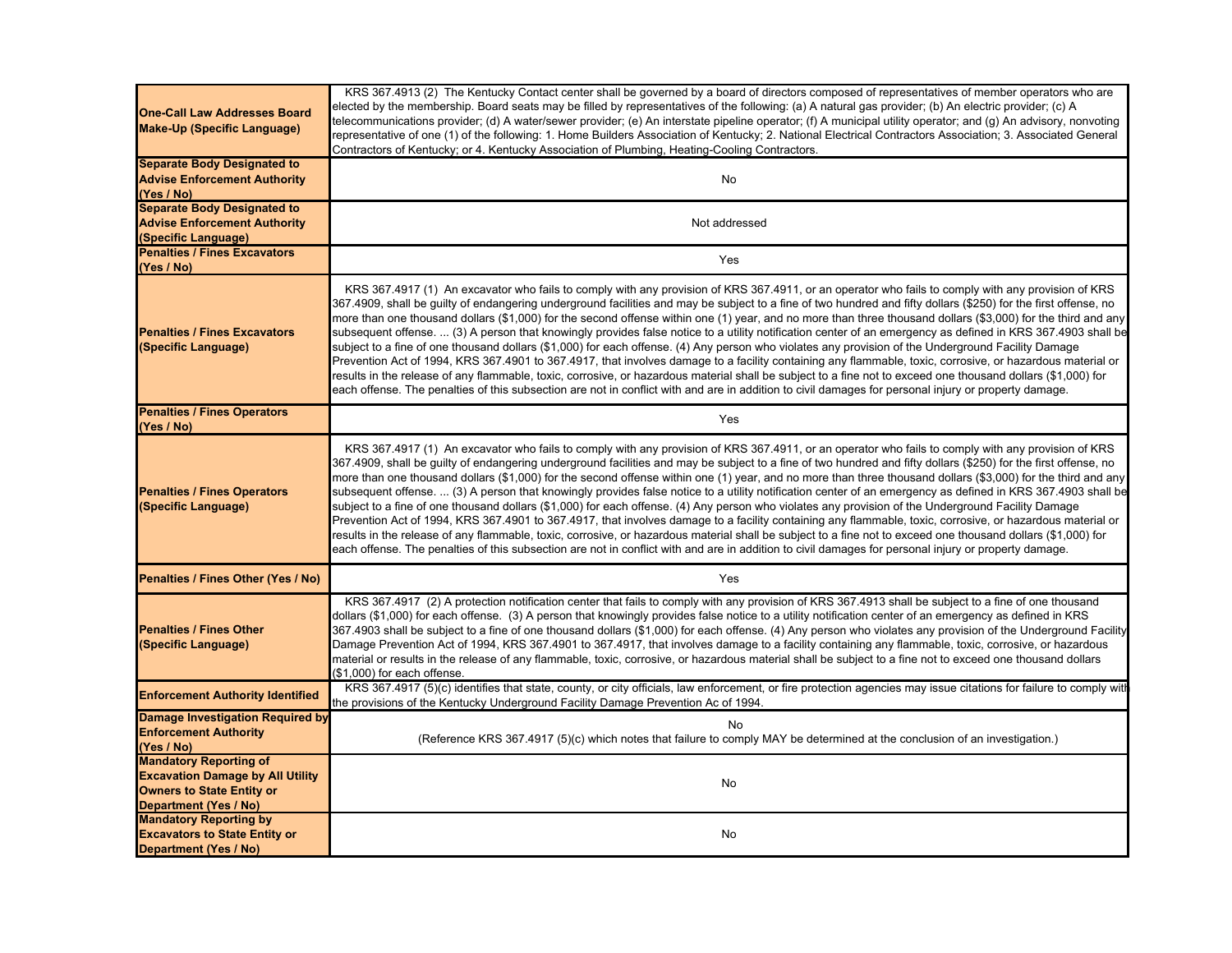| | |
|---|---|
| **One-Call Law Addresses Board Make-Up (Specific Language)** | KRS 367.4913 (2) The Kentucky Contact center shall be governed by a board of directors composed of representatives of member operators who are elected by the membership. Board seats may be filled by representatives of the following: (a) A natural gas provider; (b) An electric provider; (c) A telecommunications provider; (d) A water/sewer provider; (e) An interstate pipeline operator; (f) A municipal utility operator; and (g) An advisory, nonvoting representative of one (1) of the following: 1. Home Builders Association of Kentucky; 2. National Electrical Contractors Association; 3. Associated General Contractors of Kentucky; or 4. Kentucky Association of Plumbing, Heating-Cooling Contractors. |
| **Separate Body Designated to Advise Enforcement Authority (Yes / No)** | No |
| **Separate Body Designated to Advise Enforcement Authority (Specific Language)** | Not addressed |
| **Penalties / Fines Excavators (Yes / No)** | Yes |
| **Penalties / Fines Excavators (Specific Language)** | KRS 367.4917 (1) An excavator who fails to comply with any provision of KRS 367.4911, or an operator who fails to comply with any provision of KRS 367.4909, shall be guilty of endangering underground facilities and may be subject to a fine of two hundred and fifty dollars ($250) for the first offense, no more than one thousand dollars ($1,000) for the second offense within one (1) year, and no more than three thousand dollars ($3,000) for the third and any subsequent offense. ... (3) A person that knowingly provides false notice to a utility notification center of an emergency as defined in KRS 367.4903 shall be subject to a fine of one thousand dollars ($1,000) for each offense. (4) Any person who violates any provision of the Underground Facility Damage Prevention Act of 1994, KRS 367.4901 to 367.4917, that involves damage to a facility containing any flammable, toxic, corrosive, or hazardous material or results in the release of any flammable, toxic, corrosive, or hazardous material shall be subject to a fine not to exceed one thousand dollars ($1,000) for each offense. The penalties of this subsection are not in conflict with and are in addition to civil damages for personal injury or property damage. |
| **Penalties / Fines Operators (Yes / No)** | Yes |
| **Penalties / Fines Operators (Specific Language)** | KRS 367.4917 (1) An excavator who fails to comply with any provision of KRS 367.4911, or an operator who fails to comply with any provision of KRS 367.4909, shall be guilty of endangering underground facilities and may be subject to a fine of two hundred and fifty dollars ($250) for the first offense, no more than one thousand dollars ($1,000) for the second offense within one (1) year, and no more than three thousand dollars ($3,000) for the third and any subsequent offense. ... (3) A person that knowingly provides false notice to a utility notification center of an emergency as defined in KRS 367.4903 shall be subject to a fine of one thousand dollars ($1,000) for each offense. (4) Any person who violates any provision of the Underground Facility Damage Prevention Act of 1994, KRS 367.4901 to 367.4917, that involves damage to a facility containing any flammable, toxic, corrosive, or hazardous material or results in the release of any flammable, toxic, corrosive, or hazardous material shall be subject to a fine not to exceed one thousand dollars ($1,000) for each offense. The penalties of this subsection are not in conflict with and are in addition to civil damages for personal injury or property damage. |
| **Penalties / Fines Other (Yes / No)** | Yes |
| **Penalties / Fines Other (Specific Language)** | KRS 367.4917 (2) A protection notification center that fails to comply with any provision of KRS 367.4913 shall be subject to a fine of one thousand dollars ($1,000) for each offense. (3) A person that knowingly provides false notice to a utility notification center of an emergency as defined in KRS 367.4903 shall be subject to a fine of one thousand dollars ($1,000) for each offense. (4) Any person who violates any provision of the Underground Facility Damage Prevention Act of 1994, KRS 367.4901 to 367.4917, that involves damage to a facility containing any flammable, toxic, corrosive, or hazardous material or results in the release of any flammable, toxic, corrosive, or hazardous material shall be subject to a fine not to exceed one thousand dollars ($1,000) for each offense. |
| **Enforcement Authority Identified** | KRS 367.4917 (5)(c) identifies that state, county, or city officials, law enforcement, or fire protection agencies may issue citations for failure to comply with the provisions of the Kentucky Underground Facility Damage Prevention Ac of 1994. |
| **Damage Investigation Required by Enforcement Authority (Yes / No)** | No<br>(Reference KRS 367.4917 (5)(c) which notes that failure to comply MAY be determined at the conclusion of an investigation.) |
| **Mandatory Reporting of Excavation Damage by All Utility Owners to State Entity or Department (Yes / No)** | No |
| **Mandatory Reporting by Excavators to State Entity or Department (Yes / No)** | No |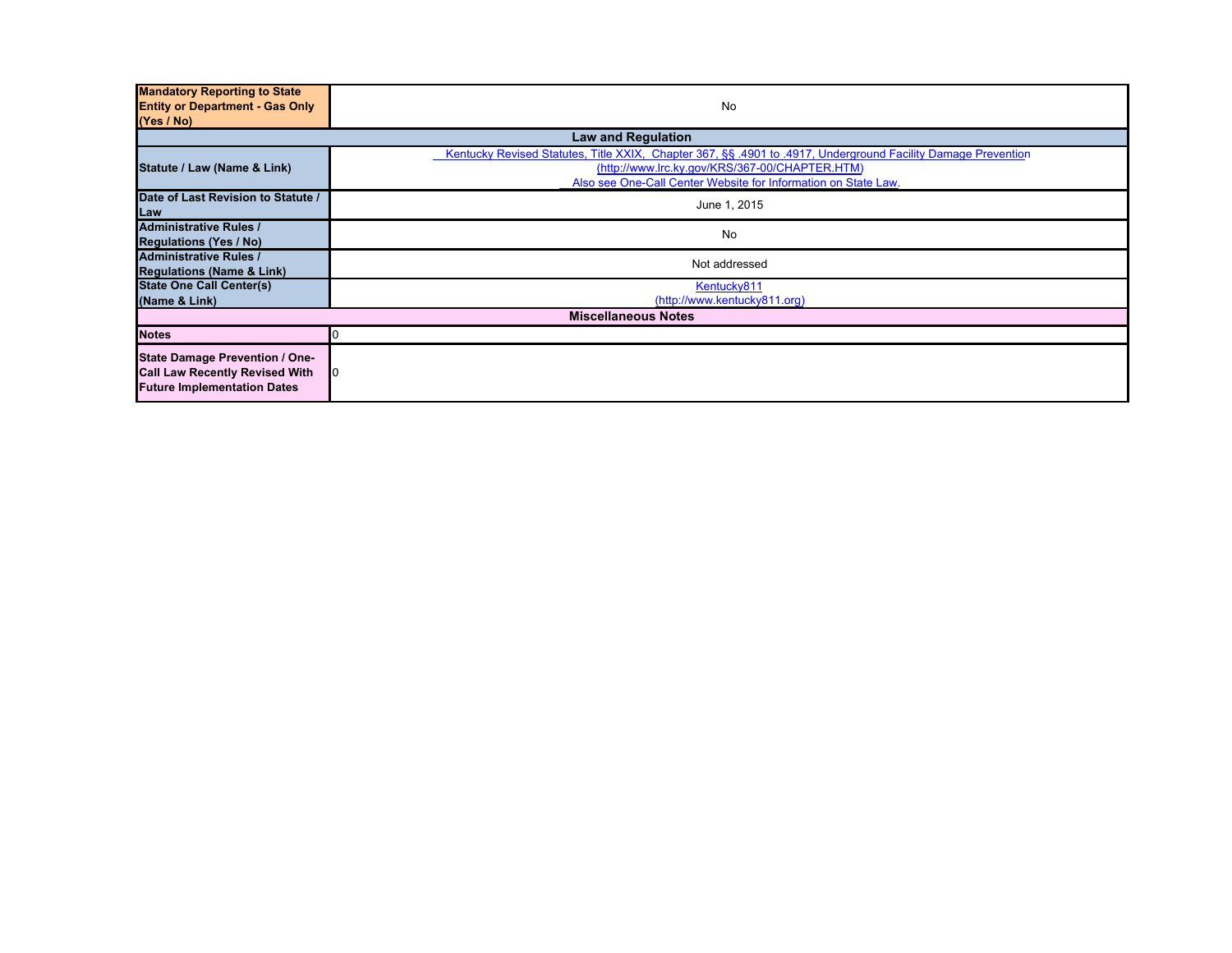| | |
|---|---|
| **Mandatory Reporting to State Entity or Department - Gas Only (Yes / No)** | No |
| **Law and Regulation** | |
| **Statute / Law (Name & Link)** | Kentucky Revised Statutes, Title XXIX, Chapter 367, §§ .4901 to .4917, Underground Facility Damage Prevention (http://www.lrc.ky.gov/KRS/367-00/CHAPTER.HTM) Also see One-Call Center Website for Information on State Law. |
| **Date of Last Revision to Statute / Law** | June 1, 2015 |
| **Administrative Rules / Regulations (Yes / No)** | No |
| **Administrative Rules / Regulations (Name & Link)** | Not addressed |
| **State One Call Center(s) (Name & Link)** | Kentucky811 (http://www.kentucky811.org) |
| **Miscellaneous Notes** | |
| **Notes** | 0 |
| **State Damage Prevention / One-Call Law Recently Revised With Future Implementation Dates** | 0 |